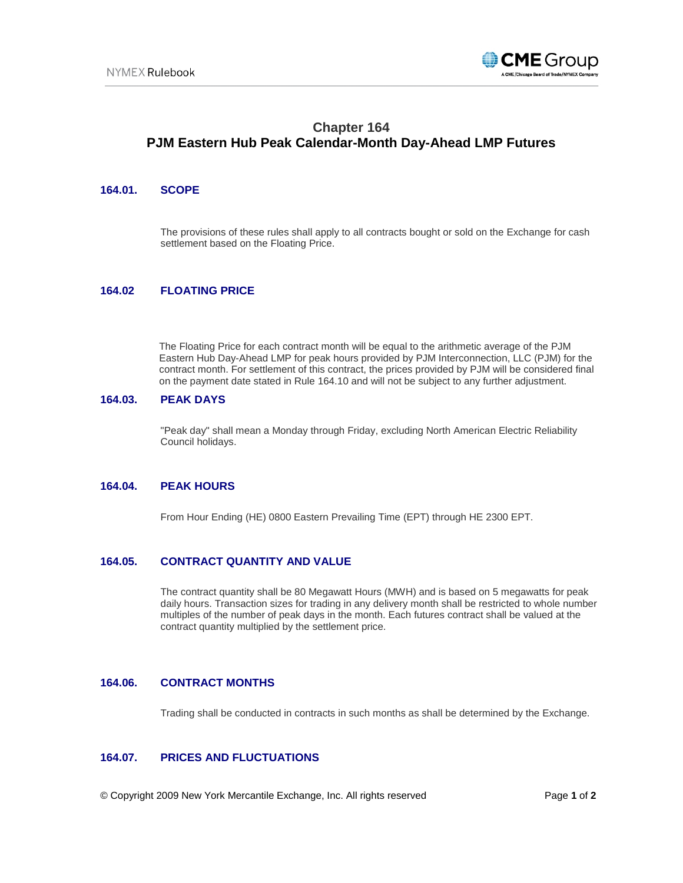# Chapter 164
# PJM Eastern Hub Peak Calendar-Month Day-Ahead LMP Futures

## 164.01. SCOPE

The provisions of these rules shall apply to all contracts bought or sold on the Exchange for cash settlement based on the Floating Price.

## 164.02 FLOATING PRICE

The Floating Price for each contract month will be equal to the arithmetic average of the PJM Eastern Hub Day-Ahead LMP for peak hours provided by PJM Interconnection, LLC (PJM) for the contract month. For settlement of this contract, the prices provided by PJM will be considered final on the payment date stated in Rule 164.10 and will not be subject to any further adjustment.

## 164.03. PEAK DAYS

"Peak day" shall mean a Monday through Friday, excluding North American Electric Reliability Council holidays.

## 164.04. PEAK HOURS

From Hour Ending (HE) 0800 Eastern Prevailing Time (EPT) through HE 2300 EPT.

## 164.05. CONTRACT QUANTITY AND VALUE

The contract quantity shall be 80 Megawatt Hours (MWH) and is based on 5 megawatts for peak daily hours. Transaction sizes for trading in any delivery month shall be restricted to whole number multiples of the number of peak days in the month. Each futures contract shall be valued at the contract quantity multiplied by the settlement price.

## 164.06. CONTRACT MONTHS

Trading shall be conducted in contracts in such months as shall be determined by the Exchange.

## 164.07. PRICES AND FLUCTUATIONS

© Copyright 2009 New York Mercantile Exchange, Inc. All rights reserved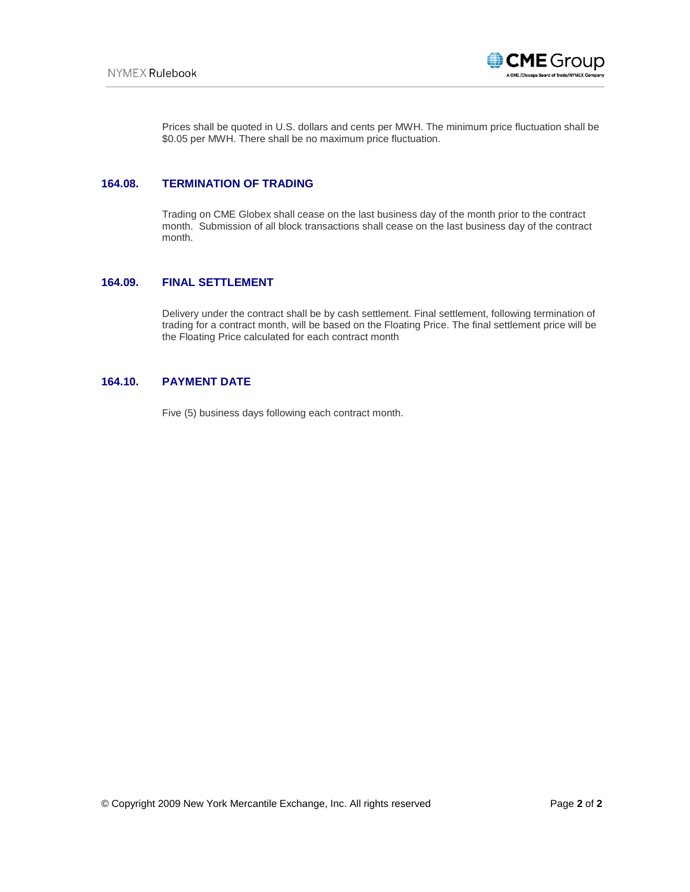Prices shall be quoted in U.S. dollars and cents per MWH. The minimum price fluctuation shall be $0.05 per MWH. There shall be no maximum price fluctuation.

## 164.08. TERMINATION OF TRADING

Trading on CME Globex shall cease on the last business day of the month prior to the contract month. Submission of all block transactions shall cease on the last business day of the contract month.

## 164.09. FINAL SETTLEMENT

Delivery under the contract shall be by cash settlement. Final settlement, following termination of trading for a contract month, will be based on the Floating Price. The final settlement price will be the Floating Price calculated for each contract month

## 164.10. PAYMENT DATE

Five (5) business days following each contract month.